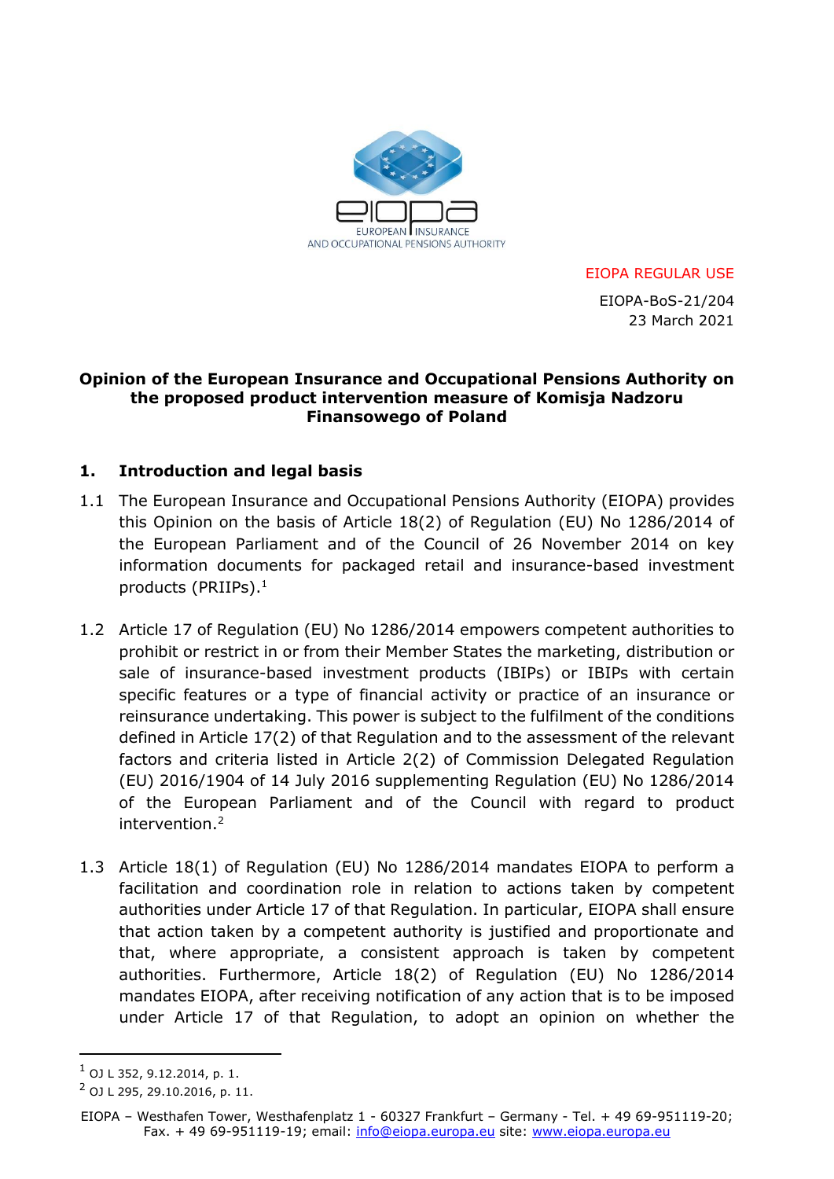EIOPA REGULAR USE

EIOPA-BoS-21/204
23 March 2021

**Opinion of the European Insurance and Occupational Pensions Authority on the proposed product intervention measure of Komisja Nadzoru Finansowego of Poland**

## 1. Introduction and legal basis

1.1 The European Insurance and Occupational Pensions Authority (EIOPA) provides this Opinion on the basis of Article 18(2) of Regulation (EU) No 1286/2014 of the European Parliament and of the Council of 26 November 2014 on key information documents for packaged retail and insurance-based investment products (PRIIPs).[1]

1.2 Article 17 of Regulation (EU) No 1286/2014 empowers competent authorities to prohibit or restrict in or from their Member States the marketing, distribution or sale of insurance-based investment products (IBIPs) or IBIPs with certain specific features or a type of financial activity or practice of an insurance or reinsurance undertaking. This power is subject to the fulfilment of the conditions defined in Article 17(2) of that Regulation and to the assessment of the relevant factors and criteria listed in Article 2(2) of Commission Delegated Regulation (EU) 2016/1904 of 14 July 2016 supplementing Regulation (EU) No 1286/2014 of the European Parliament and of the Council with regard to product intervention.[2]

1.3 Article 18(1) of Regulation (EU) No 1286/2014 mandates EIOPA to perform a facilitation and coordination role in relation to actions taken by competent authorities under Article 17 of that Regulation. In particular, EIOPA shall ensure that action taken by a competent authority is justified and proportionate and that, where appropriate, a consistent approach is taken by competent authorities. Furthermore, Article 18(2) of Regulation (EU) No 1286/2014 mandates EIOPA, after receiving notification of any action that is to be imposed under Article 17 of that Regulation, to adopt an opinion on whether the

[1] OJ L 352, 9.12.2014, p. 1.

[2] OJ L 295, 29.10.2016, p. 11.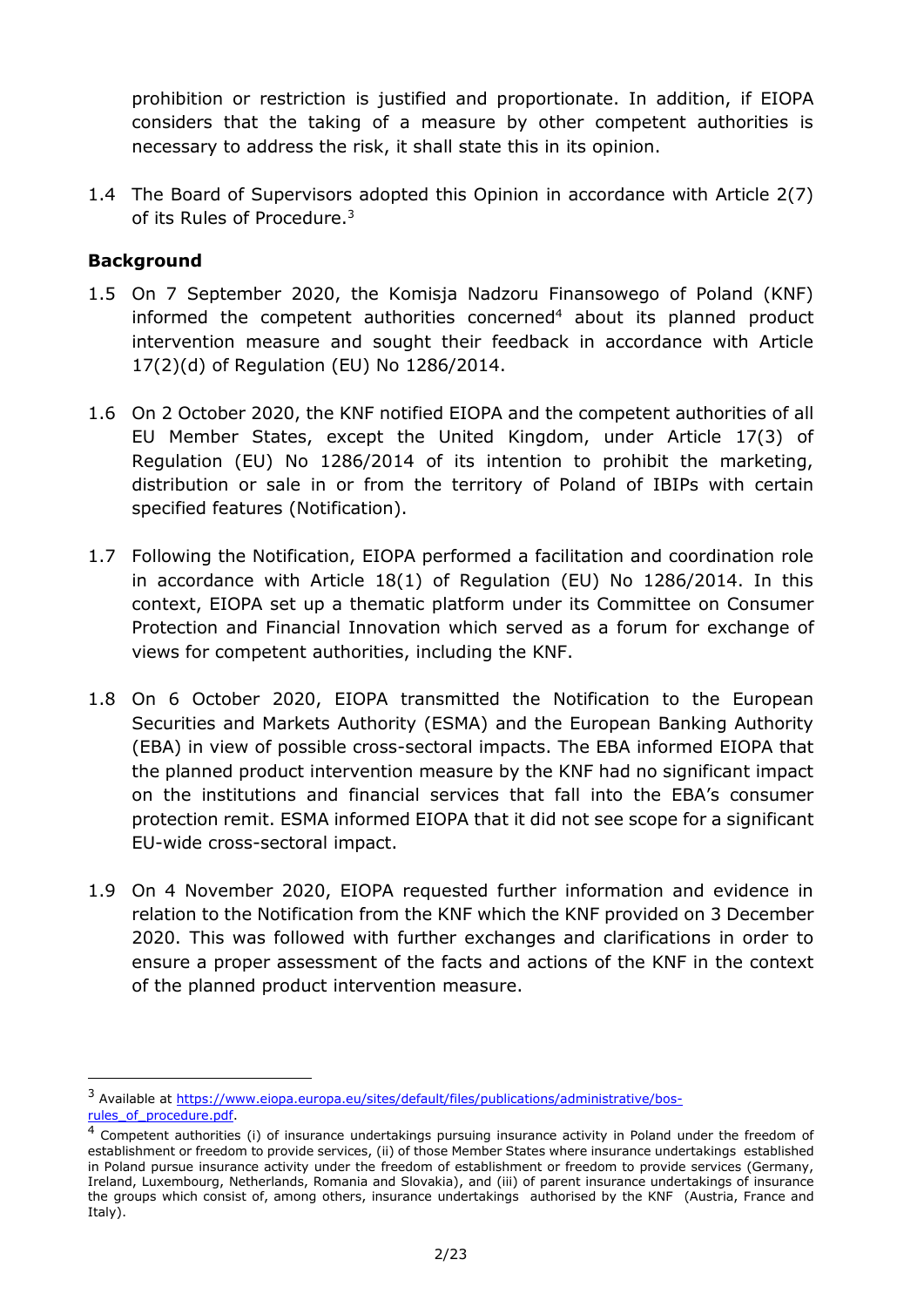prohibition or restriction is justified and proportionate. In addition, if EIOPA considers that the taking of a measure by other competent authorities is necessary to address the risk, it shall state this in its opinion.

1.4 The Board of Supervisors adopted this Opinion in accordance with Article 2(7) of its Rules of Procedure.[3]

**Background**

1.5 On 7 September 2020, the Komisja Nadzoru Finansowego of Poland (KNF) informed the competent authorities concerned[4] about its planned product intervention measure and sought their feedback in accordance with Article 17(2)(d) of Regulation (EU) No 1286/2014.

1.6 On 2 October 2020, the KNF notified EIOPA and the competent authorities of all EU Member States, except the United Kingdom, under Article 17(3) of Regulation (EU) No 1286/2014 of its intention to prohibit the marketing, distribution or sale in or from the territory of Poland of IBIPs with certain specified features (Notification).

1.7 Following the Notification, EIOPA performed a facilitation and coordination role in accordance with Article 18(1) of Regulation (EU) No 1286/2014. In this context, EIOPA set up a thematic platform under its Committee on Consumer Protection and Financial Innovation which served as a forum for exchange of views for competent authorities, including the KNF.

1.8 On 6 October 2020, EIOPA transmitted the Notification to the European Securities and Markets Authority (ESMA) and the European Banking Authority (EBA) in view of possible cross-sectoral impacts. The EBA informed EIOPA that the planned product intervention measure by the KNF had no significant impact on the institutions and financial services that fall into the EBA's consumer protection remit. ESMA informed EIOPA that it did not see scope for a significant EU-wide cross-sectoral impact.

1.9 On 4 November 2020, EIOPA requested further information and evidence in relation to the Notification from the KNF which the KNF provided on 3 December 2020. This was followed with further exchanges and clarifications in order to ensure a proper assessment of the facts and actions of the KNF in the context of the planned product intervention measure.

---

[3] Available at https://www.eiopa.europa.eu/sites/default/files/publications/administrative/bos-rules_of_procedure.pdf.

[4] Competent authorities (i) of insurance undertakings pursuing insurance activity in Poland under the freedom of establishment or freedom to provide services, (ii) of those Member States where insurance undertakings established in Poland pursue insurance activity under the freedom of establishment or freedom to provide services (Germany, Ireland, Luxembourg, Netherlands, Romania and Slovakia), and (iii) of parent insurance undertakings of insurance the groups which consist of, among others, insurance undertakings authorised by the KNF (Austria, France and Italy).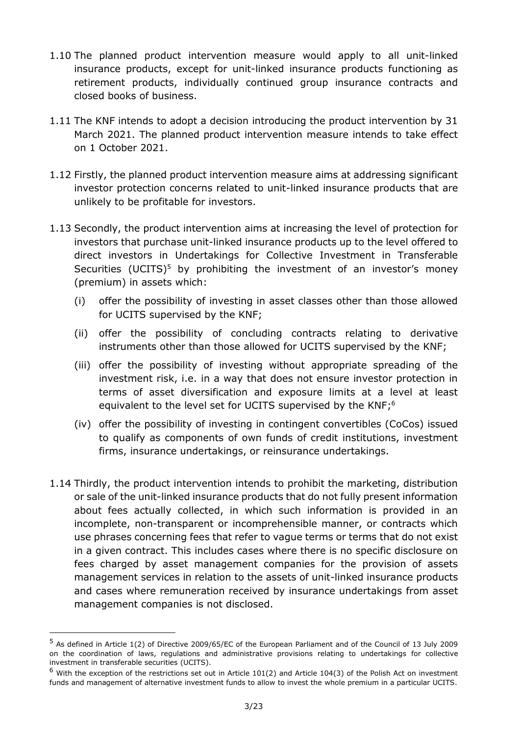1.10 The planned product intervention measure would apply to all unit-linked insurance products, except for unit-linked insurance products functioning as retirement products, individually continued group insurance contracts and closed books of business.

1.11 The KNF intends to adopt a decision introducing the product intervention by 31 March 2021. The planned product intervention measure intends to take effect on 1 October 2021.

1.12 Firstly, the planned product intervention measure aims at addressing significant investor protection concerns related to unit-linked insurance products that are unlikely to be profitable for investors.

1.13 Secondly, the product intervention aims at increasing the level of protection for investors that purchase unit-linked insurance products up to the level offered to direct investors in Undertakings for Collective Investment in Transferable Securities (UCITS)[5] by prohibiting the investment of an investor's money (premium) in assets which:

   (i) offer the possibility of investing in asset classes other than those allowed for UCITS supervised by the KNF;

   (ii) offer the possibility of concluding contracts relating to derivative instruments other than those allowed for UCITS supervised by the KNF;

   (iii) offer the possibility of investing without appropriate spreading of the investment risk, i.e. in a way that does not ensure investor protection in terms of asset diversification and exposure limits at a level at least equivalent to the level set for UCITS supervised by the KNF;[6]

   (iv) offer the possibility of investing in contingent convertibles (CoCos) issued to qualify as components of own funds of credit institutions, investment firms, insurance undertakings, or reinsurance undertakings.

1.14 Thirdly, the product intervention intends to prohibit the marketing, distribution or sale of the unit-linked insurance products that do not fully present information about fees actually collected, in which such information is provided in an incomplete, non-transparent or incomprehensible manner, or contracts which use phrases concerning fees that refer to vague terms or terms that do not exist in a given contract. This includes cases where there is no specific disclosure on fees charged by asset management companies for the provision of assets management services in relation to the assets of unit-linked insurance products and cases where remuneration received by insurance undertakings from asset management companies is not disclosed.

---

[5] As defined in Article 1(2) of Directive 2009/65/EC of the European Parliament and of the Council of 13 July 2009 on the coordination of laws, regulations and administrative provisions relating to undertakings for collective investment in transferable securities (UCITS).

[6] With the exception of the restrictions set out in Article 101(2) and Article 104(3) of the Polish Act on investment funds and management of alternative investment funds to allow to invest the whole premium in a particular UCITS.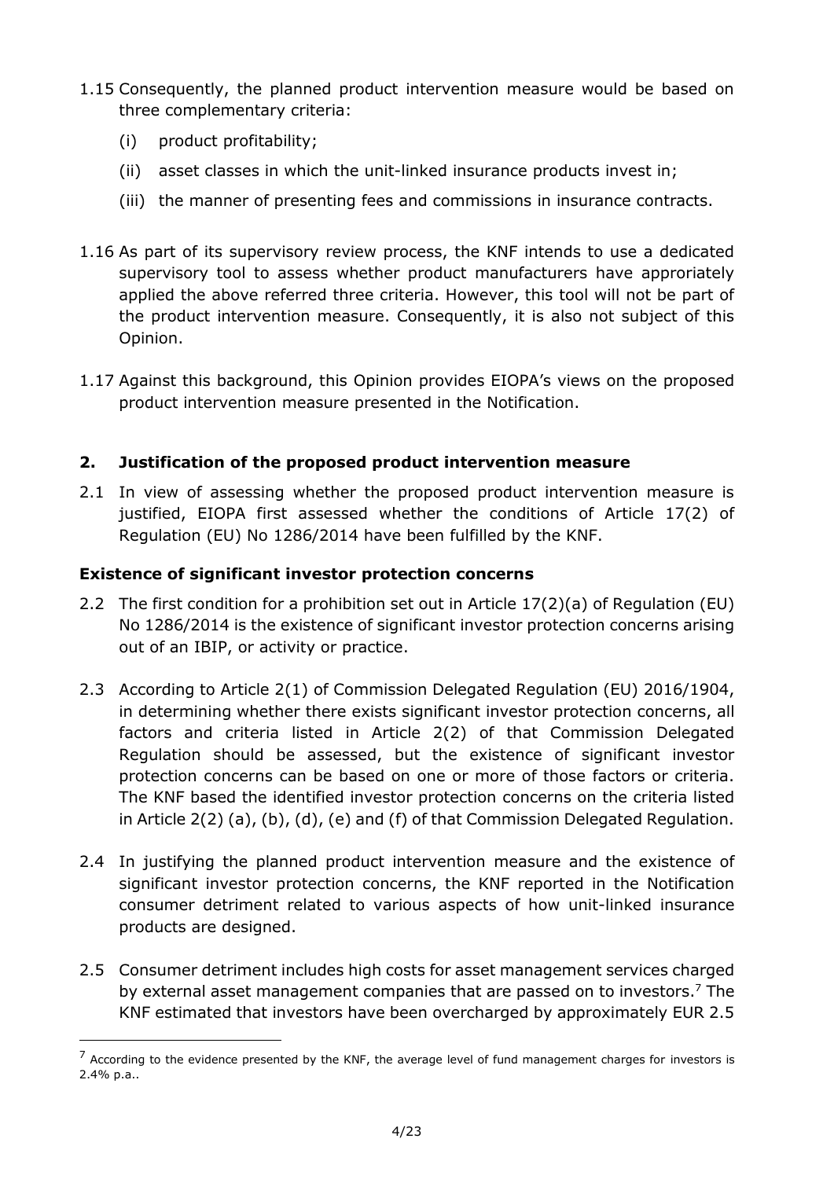1.15 Consequently, the planned product intervention measure would be based on three complementary criteria:

   (i) product profitability;

   (ii) asset classes in which the unit-linked insurance products invest in;

   (iii) the manner of presenting fees and commissions in insurance contracts.

1.16 As part of its supervisory review process, the KNF intends to use a dedicated supervisory tool to assess whether product manufacturers have approriately applied the above referred three criteria. However, this tool will not be part of the product intervention measure. Consequently, it is also not subject of this Opinion.

1.17 Against this background, this Opinion provides EIOPA's views on the proposed product intervention measure presented in the Notification.

## 2. Justification of the proposed product intervention measure

2.1 In view of assessing whether the proposed product intervention measure is justified, EIOPA first assessed whether the conditions of Article 17(2) of Regulation (EU) No 1286/2014 have been fulfilled by the KNF.

### Existence of significant investor protection concerns

2.2 The first condition for a prohibition set out in Article 17(2)(a) of Regulation (EU) No 1286/2014 is the existence of significant investor protection concerns arising out of an IBIP, or activity or practice.

2.3 According to Article 2(1) of Commission Delegated Regulation (EU) 2016/1904, in determining whether there exists significant investor protection concerns, all factors and criteria listed in Article 2(2) of that Commission Delegated Regulation should be assessed, but the existence of significant investor protection concerns can be based on one or more of those factors or criteria. The KNF based the identified investor protection concerns on the criteria listed in Article 2(2) (a), (b), (d), (e) and (f) of that Commission Delegated Regulation.

2.4 In justifying the planned product intervention measure and the existence of significant investor protection concerns, the KNF reported in the Notification consumer detriment related to various aspects of how unit-linked insurance products are designed.

2.5 Consumer detriment includes high costs for asset management services charged by external asset management companies that are passed on to investors.[7] The KNF estimated that investors have been overcharged by approximately EUR 2.5

[7] According to the evidence presented by the KNF, the average level of fund management charges for investors is 2.4% p.a..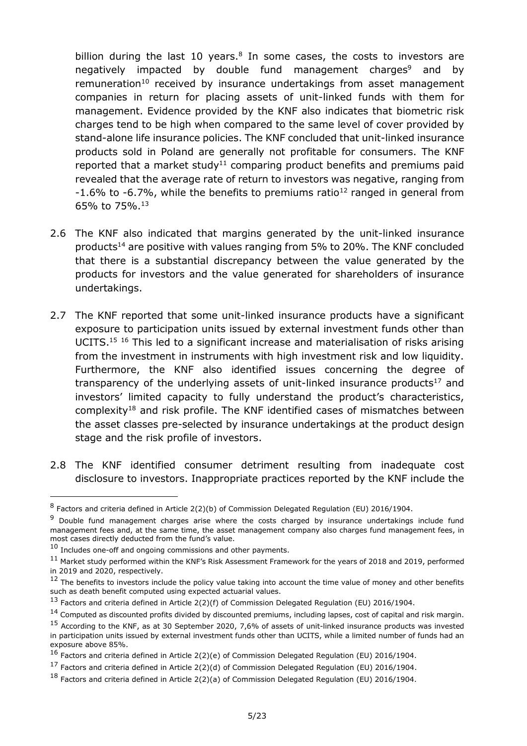billion during the last 10 years.[8] In some cases, the costs to investors are negatively impacted by double fund management charges[9] and by remuneration[10] received by insurance undertakings from asset management companies in return for placing assets of unit-linked funds with them for management. Evidence provided by the KNF also indicates that biometric risk charges tend to be high when compared to the same level of cover provided by stand-alone life insurance policies. The KNF concluded that unit-linked insurance products sold in Poland are generally not profitable for consumers. The KNF reported that a market study[11] comparing product benefits and premiums paid revealed that the average rate of return to investors was negative, ranging from -1.6% to -6.7%, while the benefits to premiums ratio[12] ranged in general from 65% to 75%.[13]

2.6 The KNF also indicated that margins generated by the unit-linked insurance products[14] are positive with values ranging from 5% to 20%. The KNF concluded that there is a substantial discrepancy between the value generated by the products for investors and the value generated for shareholders of insurance undertakings.

2.7 The KNF reported that some unit-linked insurance products have a significant exposure to participation units issued by external investment funds other than UCITS.[15] [16] This led to a significant increase and materialisation of risks arising from the investment in instruments with high investment risk and low liquidity. Furthermore, the KNF also identified issues concerning the degree of transparency of the underlying assets of unit-linked insurance products[17] and investors' limited capacity to fully understand the product's characteristics, complexity[18] and risk profile. The KNF identified cases of mismatches between the asset classes pre-selected by insurance undertakings at the product design stage and the risk profile of investors.

2.8 The KNF identified consumer detriment resulting from inadequate cost disclosure to investors. Inappropriate practices reported by the KNF include the

---

[8] Factors and criteria defined in Article 2(2)(b) of Commission Delegated Regulation (EU) 2016/1904.

[9] Double fund management charges arise where the costs charged by insurance undertakings include fund management fees and, at the same time, the asset management company also charges fund management fees, in most cases directly deducted from the fund's value.

[10] Includes one-off and ongoing commissions and other payments.

[11] Market study performed within the KNF's Risk Assessment Framework for the years of 2018 and 2019, performed in 2019 and 2020, respectively.

[12] The benefits to investors include the policy value taking into account the time value of money and other benefits such as death benefit computed using expected actuarial values.

[13] Factors and criteria defined in Article 2(2)(f) of Commission Delegated Regulation (EU) 2016/1904.

[14] Computed as discounted profits divided by discounted premiums, including lapses, cost of capital and risk margin.

[15] According to the KNF, as at 30 September 2020, 7,6% of assets of unit-linked insurance products was invested in participation units issued by external investment funds other than UCITS, while a limited number of funds had an exposure above 85%.

[16] Factors and criteria defined in Article 2(2)(e) of Commission Delegated Regulation (EU) 2016/1904.

[17] Factors and criteria defined in Article 2(2)(d) of Commission Delegated Regulation (EU) 2016/1904.

[18] Factors and criteria defined in Article 2(2)(a) of Commission Delegated Regulation (EU) 2016/1904.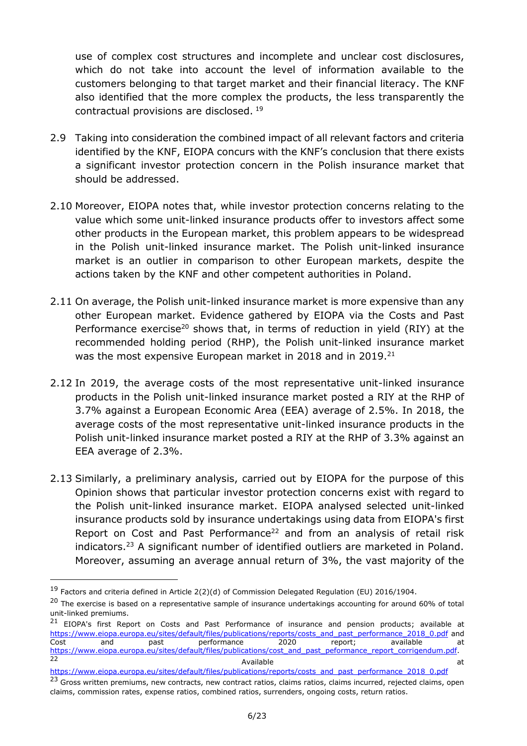use of complex cost structures and incomplete and unclear cost disclosures, which do not take into account the level of information available to the customers belonging to that target market and their financial literacy. The KNF also identified that the more complex the products, the less transparently the contractual provisions are disclosed. [19]

2.9 Taking into consideration the combined impact of all relevant factors and criteria identified by the KNF, EIOPA concurs with the KNF's conclusion that there exists a significant investor protection concern in the Polish insurance market that should be addressed.

2.10 Moreover, EIOPA notes that, while investor protection concerns relating to the value which some unit-linked insurance products offer to investors affect some other products in the European market, this problem appears to be widespread in the Polish unit-linked insurance market. The Polish unit-linked insurance market is an outlier in comparison to other European markets, despite the actions taken by the KNF and other competent authorities in Poland.

2.11 On average, the Polish unit-linked insurance market is more expensive than any other European market. Evidence gathered by EIOPA via the Costs and Past Performance exercise[20] shows that, in terms of reduction in yield (RIY) at the recommended holding period (RHP), the Polish unit-linked insurance market was the most expensive European market in 2018 and in 2019.[21]

2.12 In 2019, the average costs of the most representative unit-linked insurance products in the Polish unit-linked insurance market posted a RIY at the RHP of 3.7% against a European Economic Area (EEA) average of 2.5%. In 2018, the average costs of the most representative unit-linked insurance products in the Polish unit-linked insurance market posted a RIY at the RHP of 3.3% against an EEA average of 2.3%.

2.13 Similarly, a preliminary analysis, carried out by EIOPA for the purpose of this Opinion shows that particular investor protection concerns exist with regard to the Polish unit-linked insurance market. EIOPA analysed selected unit-linked insurance products sold by insurance undertakings using data from EIOPA's first Report on Cost and Past Performance[22] and from an analysis of retail risk indicators.[23] A significant number of identified outliers are marketed in Poland. Moreover, assuming an average annual return of 3%, the vast majority of the

---

[19] Factors and criteria defined in Article 2(2)(d) of Commission Delegated Regulation (EU) 2016/1904.

[20] The exercise is based on a representative sample of insurance undertakings accounting for around 60% of total unit-linked premiums.

[21] EIOPA's first Report on Costs and Past Performance of insurance and pension products; available at https://www.eiopa.europa.eu/sites/default/files/publications/reports/costs_and_past_performance_2018_0.pdf and Cost and past performance 2020 report; available at https://www.eiopa.europa.eu/sites/default/files/publications/reports/cost_and_past_peformance_report_corrigendum.pdf.

[22] Available at https://www.eiopa.europa.eu/sites/default/files/publications/reports/costs_and_past_performance_2018_0.pdf

[23] Gross written premiums, new contracts, new contract ratios, claims ratios, claims incurred, rejected claims, open claims, commission rates, expense ratios, combined ratios, surrenders, ongoing costs, return ratios.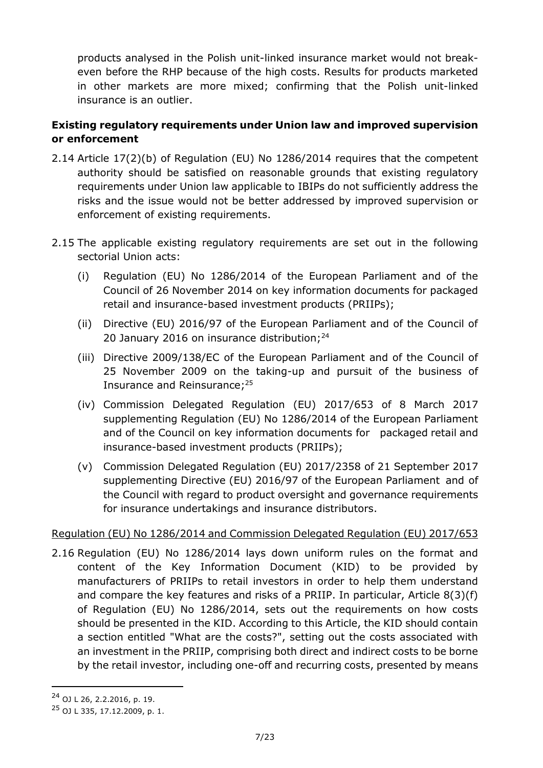products analysed in the Polish unit-linked insurance market would not break-even before the RHP because of the high costs. Results for products marketed in other markets are more mixed; confirming that the Polish unit-linked insurance is an outlier.

**Existing regulatory requirements under Union law and improved supervision or enforcement**

2.14 Article 17(2)(b) of Regulation (EU) No 1286/2014 requires that the competent authority should be satisfied on reasonable grounds that existing regulatory requirements under Union law applicable to IBIPs do not sufficiently address the risks and the issue would not be better addressed by improved supervision or enforcement of existing requirements.

2.15 The applicable existing regulatory requirements are set out in the following sectorial Union acts:

(i) Regulation (EU) No 1286/2014 of the European Parliament and of the Council of 26 November 2014 on key information documents for packaged retail and insurance-based investment products (PRIIPs);

(ii) Directive (EU) 2016/97 of the European Parliament and of the Council of 20 January 2016 on insurance distribution;[24]

(iii) Directive 2009/138/EC of the European Parliament and of the Council of 25 November 2009 on the taking-up and pursuit of the business of Insurance and Reinsurance;[25]

(iv) Commission Delegated Regulation (EU) 2017/653 of 8 March 2017 supplementing Regulation (EU) No 1286/2014 of the European Parliament and of the Council on key information documents for packaged retail and insurance-based investment products (PRIIPs);

(v) Commission Delegated Regulation (EU) 2017/2358 of 21 September 2017 supplementing Directive (EU) 2016/97 of the European Parliament and of the Council with regard to product oversight and governance requirements for insurance undertakings and insurance distributors.

<u>Regulation (EU) No 1286/2014 and Commission Delegated Regulation (EU) 2017/653</u>

2.16 Regulation (EU) No 1286/2014 lays down uniform rules on the format and content of the Key Information Document (KID) to be provided by manufacturers of PRIIPs to retail investors in order to help them understand and compare the key features and risks of a PRIIP. In particular, Article 8(3)(f) of Regulation (EU) No 1286/2014, sets out the requirements on how costs should be presented in the KID. According to this Article, the KID should contain a section entitled "What are the costs?", setting out the costs associated with an investment in the PRIIP, comprising both direct and indirect costs to be borne by the retail investor, including one-off and recurring costs, presented by means

[24] OJ L 26, 2.2.2016, p. 19.

[25] OJ L 335, 17.12.2009, p. 1.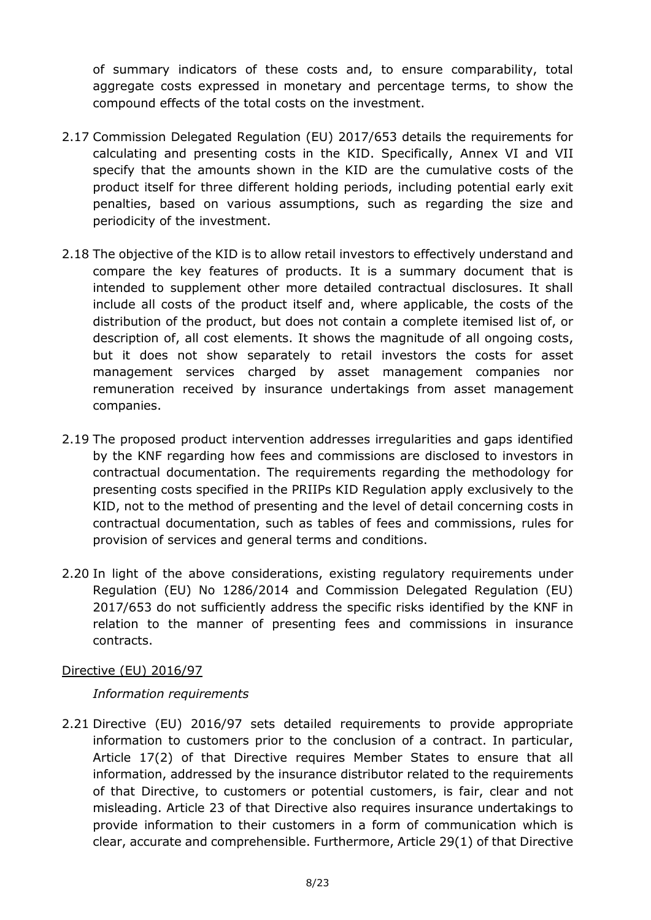of summary indicators of these costs and, to ensure comparability, total aggregate costs expressed in monetary and percentage terms, to show the compound effects of the total costs on the investment.

2.17 Commission Delegated Regulation (EU) 2017/653 details the requirements for calculating and presenting costs in the KID. Specifically, Annex VI and VII specify that the amounts shown in the KID are the cumulative costs of the product itself for three different holding periods, including potential early exit penalties, based on various assumptions, such as regarding the size and periodicity of the investment.

2.18 The objective of the KID is to allow retail investors to effectively understand and compare the key features of products. It is a summary document that is intended to supplement other more detailed contractual disclosures. It shall include all costs of the product itself and, where applicable, the costs of the distribution of the product, but does not contain a complete itemised list of, or description of, all cost elements. It shows the magnitude of all ongoing costs, but it does not show separately to retail investors the costs for asset management services charged by asset management companies nor remuneration received by insurance undertakings from asset management companies.

2.19 The proposed product intervention addresses irregularities and gaps identified by the KNF regarding how fees and commissions are disclosed to investors in contractual documentation. The requirements regarding the methodology for presenting costs specified in the PRIIPs KID Regulation apply exclusively to the KID, not to the method of presenting and the level of detail concerning costs in contractual documentation, such as tables of fees and commissions, rules for provision of services and general terms and conditions.

2.20 In light of the above considerations, existing regulatory requirements under Regulation (EU) No 1286/2014 and Commission Delegated Regulation (EU) 2017/653 do not sufficiently address the specific risks identified by the KNF in relation to the manner of presenting fees and commissions in insurance contracts.

Directive (EU) 2016/97

*Information requirements*

2.21 Directive (EU) 2016/97 sets detailed requirements to provide appropriate information to customers prior to the conclusion of a contract. In particular, Article 17(2) of that Directive requires Member States to ensure that all information, addressed by the insurance distributor related to the requirements of that Directive, to customers or potential customers, is fair, clear and not misleading. Article 23 of that Directive also requires insurance undertakings to provide information to their customers in a form of communication which is clear, accurate and comprehensible. Furthermore, Article 29(1) of that Directive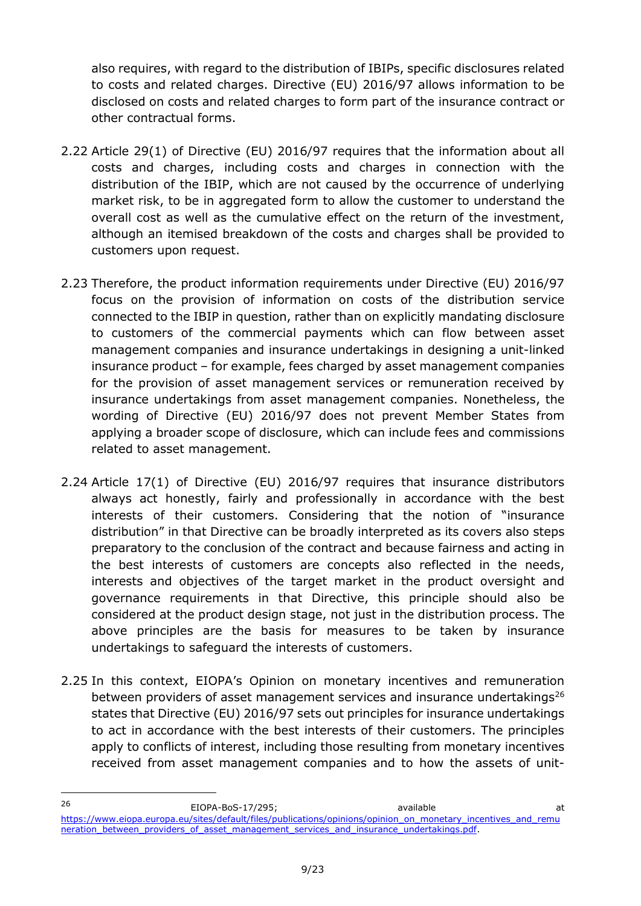also requires, with regard to the distribution of IBIPs, specific disclosures related to costs and related charges. Directive (EU) 2016/97 allows information to be disclosed on costs and related charges to form part of the insurance contract or other contractual forms.

2.22 Article 29(1) of Directive (EU) 2016/97 requires that the information about all costs and charges, including costs and charges in connection with the distribution of the IBIP, which are not caused by the occurrence of underlying market risk, to be in aggregated form to allow the customer to understand the overall cost as well as the cumulative effect on the return of the investment, although an itemised breakdown of the costs and charges shall be provided to customers upon request.

2.23 Therefore, the product information requirements under Directive (EU) 2016/97 focus on the provision of information on costs of the distribution service connected to the IBIP in question, rather than on explicitly mandating disclosure to customers of the commercial payments which can flow between asset management companies and insurance undertakings in designing a unit-linked insurance product – for example, fees charged by asset management companies for the provision of asset management services or remuneration received by insurance undertakings from asset management companies. Nonetheless, the wording of Directive (EU) 2016/97 does not prevent Member States from applying a broader scope of disclosure, which can include fees and commissions related to asset management.

2.24 Article 17(1) of Directive (EU) 2016/97 requires that insurance distributors always act honestly, fairly and professionally in accordance with the best interests of their customers. Considering that the notion of "insurance distribution" in that Directive can be broadly interpreted as its covers also steps preparatory to the conclusion of the contract and because fairness and acting in the best interests of customers are concepts also reflected in the needs, interests and objectives of the target market in the product oversight and governance requirements in that Directive, this principle should also be considered at the product design stage, not just in the distribution process. The above principles are the basis for measures to be taken by insurance undertakings to safeguard the interests of customers.

2.25 In this context, EIOPA's Opinion on monetary incentives and remuneration between providers of asset management services and insurance undertakings[26] states that Directive (EU) 2016/97 sets out principles for insurance undertakings to act in accordance with the best interests of their customers. The principles apply to conflicts of interest, including those resulting from monetary incentives received from asset management companies and to how the assets of unit-

---

[26] EIOPA-BoS-17/295; available at https://www.eiopa.europa.eu/sites/default/files/publications/opinions/opinion_on_monetary_incentives_and_remuneration_between_providers_of_asset_management_services_and_insurance_undertakings.pdf.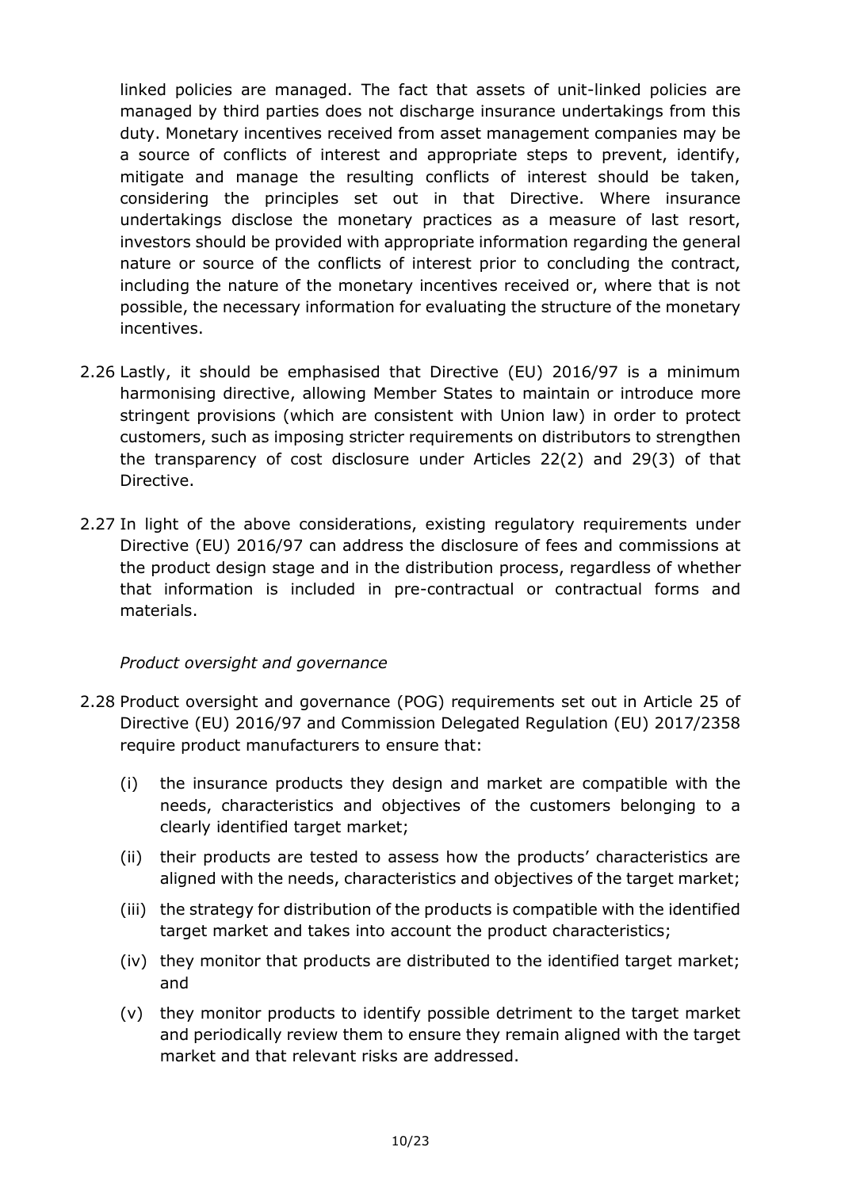linked policies are managed. The fact that assets of unit-linked policies are managed by third parties does not discharge insurance undertakings from this duty. Monetary incentives received from asset management companies may be a source of conflicts of interest and appropriate steps to prevent, identify, mitigate and manage the resulting conflicts of interest should be taken, considering the principles set out in that Directive. Where insurance undertakings disclose the monetary practices as a measure of last resort, investors should be provided with appropriate information regarding the general nature or source of the conflicts of interest prior to concluding the contract, including the nature of the monetary incentives received or, where that is not possible, the necessary information for evaluating the structure of the monetary incentives.

2.26 Lastly, it should be emphasised that Directive (EU) 2016/97 is a minimum harmonising directive, allowing Member States to maintain or introduce more stringent provisions (which are consistent with Union law) in order to protect customers, such as imposing stricter requirements on distributors to strengthen the transparency of cost disclosure under Articles 22(2) and 29(3) of that Directive.

2.27 In light of the above considerations, existing regulatory requirements under Directive (EU) 2016/97 can address the disclosure of fees and commissions at the product design stage and in the distribution process, regardless of whether that information is included in pre-contractual or contractual forms and materials.

*Product oversight and governance*

2.28 Product oversight and governance (POG) requirements set out in Article 25 of Directive (EU) 2016/97 and Commission Delegated Regulation (EU) 2017/2358 require product manufacturers to ensure that:

(i) the insurance products they design and market are compatible with the needs, characteristics and objectives of the customers belonging to a clearly identified target market;

(ii) their products are tested to assess how the products' characteristics are aligned with the needs, characteristics and objectives of the target market;

(iii) the strategy for distribution of the products is compatible with the identified target market and takes into account the product characteristics;

(iv) they monitor that products are distributed to the identified target market; and

(v) they monitor products to identify possible detriment to the target market and periodically review them to ensure they remain aligned with the target market and that relevant risks are addressed.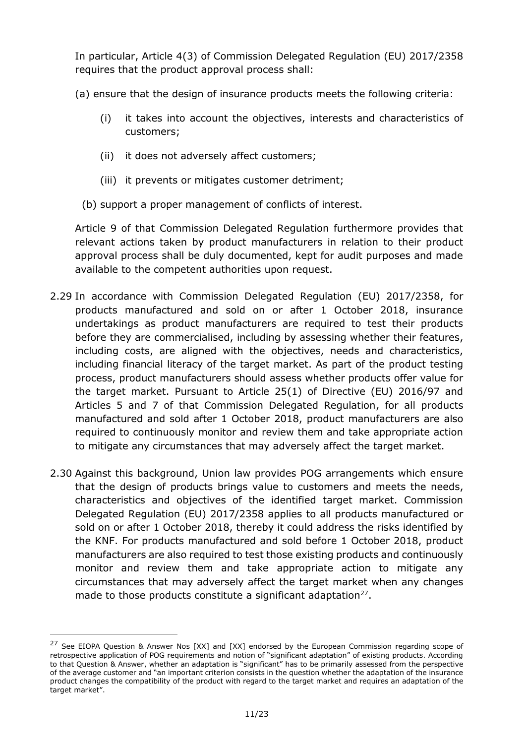In particular, Article 4(3) of Commission Delegated Regulation (EU) 2017/2358 requires that the product approval process shall:

(a) ensure that the design of insurance products meets the following criteria:

   (i) it takes into account the objectives, interests and characteristics of customers;

   (ii) it does not adversely affect customers;

   (iii) it prevents or mitigates customer detriment;

(b) support a proper management of conflicts of interest.

Article 9 of that Commission Delegated Regulation furthermore provides that relevant actions taken by product manufacturers in relation to their product approval process shall be duly documented, kept for audit purposes and made available to the competent authorities upon request.

2.29 In accordance with Commission Delegated Regulation (EU) 2017/2358, for products manufactured and sold on or after 1 October 2018, insurance undertakings as product manufacturers are required to test their products before they are commercialised, including by assessing whether their features, including costs, are aligned with the objectives, needs and characteristics, including financial literacy of the target market. As part of the product testing process, product manufacturers should assess whether products offer value for the target market. Pursuant to Article 25(1) of Directive (EU) 2016/97 and Articles 5 and 7 of that Commission Delegated Regulation, for all products manufactured and sold after 1 October 2018, product manufacturers are also required to continuously monitor and review them and take appropriate action to mitigate any circumstances that may adversely affect the target market.

2.30 Against this background, Union law provides POG arrangements which ensure that the design of products brings value to customers and meets the needs, characteristics and objectives of the identified target market. Commission Delegated Regulation (EU) 2017/2358 applies to all products manufactured or sold on or after 1 October 2018, thereby it could address the risks identified by the KNF. For products manufactured and sold before 1 October 2018, product manufacturers are also required to test those existing products and continuously monitor and review them and take appropriate action to mitigate any circumstances that may adversely affect the target market when any changes made to those products constitute a significant adaptation[27].

---

[27] See EIOPA Question & Answer Nos [XX] and [XX] endorsed by the European Commission regarding scope of retrospective application of POG requirements and notion of "significant adaptation" of existing products. According to that Question & Answer, whether an adaptation is "significant" has to be primarily assessed from the perspective of the average customer and "an important criterion consists in the question whether the adaptation of the insurance product changes the compatibility of the product with regard to the target market and requires an adaptation of the target market".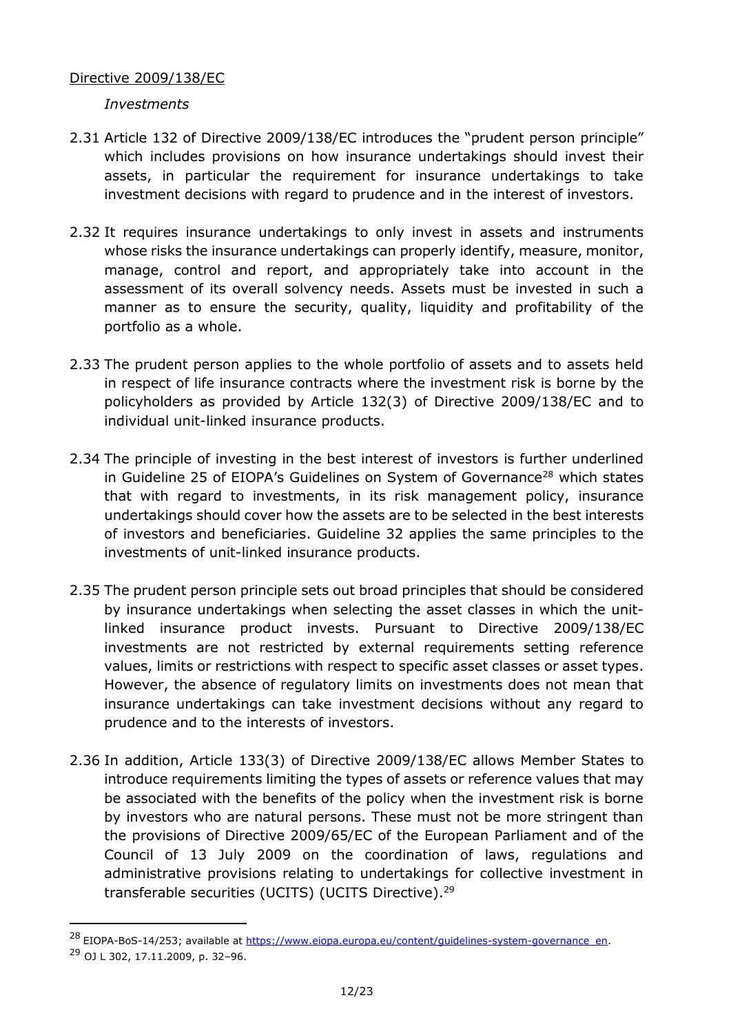Directive 2009/138/EC

*Investments*

2.31 Article 132 of Directive 2009/138/EC introduces the "prudent person principle" which includes provisions on how insurance undertakings should invest their assets, in particular the requirement for insurance undertakings to take investment decisions with regard to prudence and in the interest of investors.

2.32 It requires insurance undertakings to only invest in assets and instruments whose risks the insurance undertakings can properly identify, measure, monitor, manage, control and report, and appropriately take into account in the assessment of its overall solvency needs. Assets must be invested in such a manner as to ensure the security, quality, liquidity and profitability of the portfolio as a whole.

2.33 The prudent person applies to the whole portfolio of assets and to assets held in respect of life insurance contracts where the investment risk is borne by the policyholders as provided by Article 132(3) of Directive 2009/138/EC and to individual unit-linked insurance products.

2.34 The principle of investing in the best interest of investors is further underlined in Guideline 25 of EIOPA's Guidelines on System of Governance[28] which states that with regard to investments, in its risk management policy, insurance undertakings should cover how the assets are to be selected in the best interests of investors and beneficiaries. Guideline 32 applies the same principles to the investments of unit-linked insurance products.

2.35 The prudent person principle sets out broad principles that should be considered by insurance undertakings when selecting the asset classes in which the unit-linked insurance product invests. Pursuant to Directive 2009/138/EC investments are not restricted by external requirements setting reference values, limits or restrictions with respect to specific asset classes or asset types. However, the absence of regulatory limits on investments does not mean that insurance undertakings can take investment decisions without any regard to prudence and to the interests of investors.

2.36 In addition, Article 133(3) of Directive 2009/138/EC allows Member States to introduce requirements limiting the types of assets or reference values that may be associated with the benefits of the policy when the investment risk is borne by investors who are natural persons. These must not be more stringent than the provisions of Directive 2009/65/EC of the European Parliament and of the Council of 13 July 2009 on the coordination of laws, regulations and administrative provisions relating to undertakings for collective investment in transferable securities (UCITS) (UCITS Directive).[29]

---

[28] EIOPA-BoS-14/253; available at https://www.eiopa.europa.eu/content/guidelines-system-governance_en.

[29] OJ L 302, 17.11.2009, p. 32–96.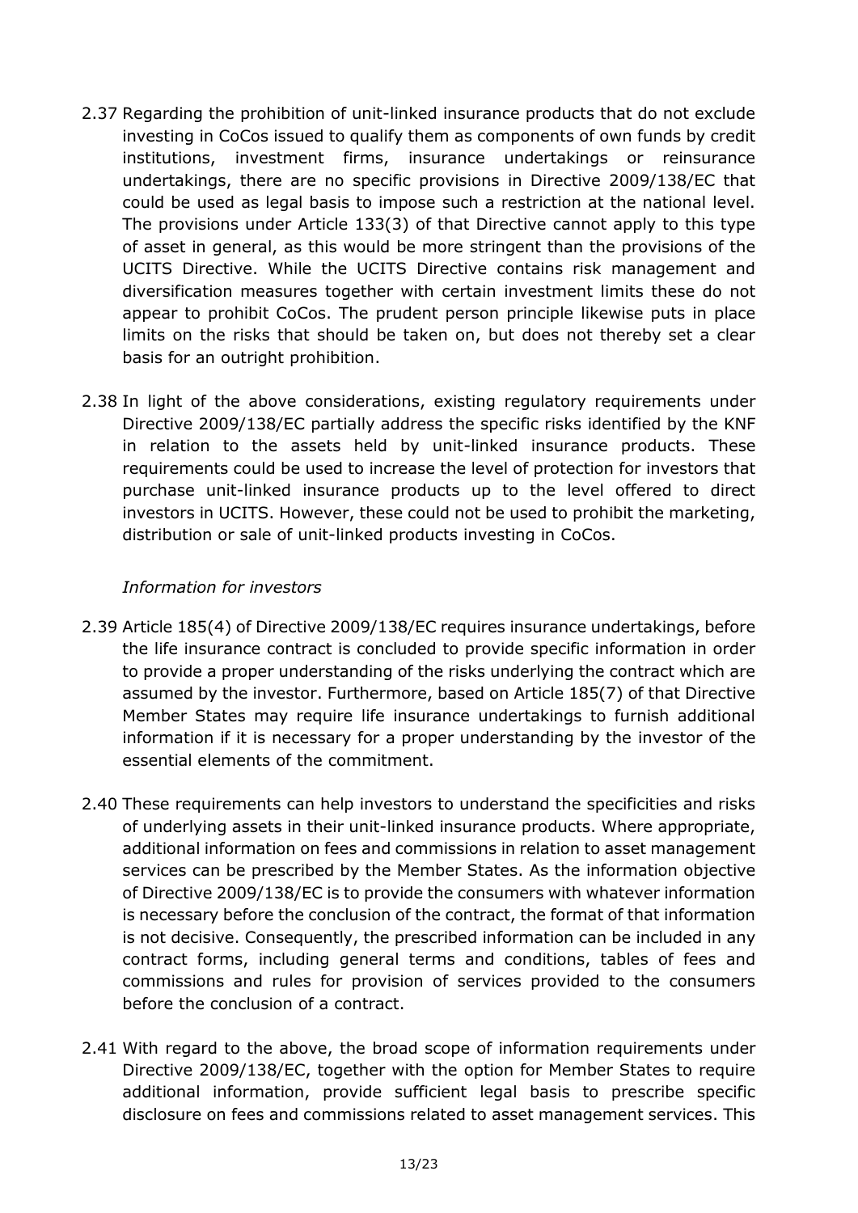2.37 Regarding the prohibition of unit-linked insurance products that do not exclude investing in CoCos issued to qualify them as components of own funds by credit institutions, investment firms, insurance undertakings or reinsurance undertakings, there are no specific provisions in Directive 2009/138/EC that could be used as legal basis to impose such a restriction at the national level. The provisions under Article 133(3) of that Directive cannot apply to this type of asset in general, as this would be more stringent than the provisions of the UCITS Directive. While the UCITS Directive contains risk management and diversification measures together with certain investment limits these do not appear to prohibit CoCos. The prudent person principle likewise puts in place limits on the risks that should be taken on, but does not thereby set a clear basis for an outright prohibition.

2.38 In light of the above considerations, existing regulatory requirements under Directive 2009/138/EC partially address the specific risks identified by the KNF in relation to the assets held by unit-linked insurance products. These requirements could be used to increase the level of protection for investors that purchase unit-linked insurance products up to the level offered to direct investors in UCITS. However, these could not be used to prohibit the marketing, distribution or sale of unit-linked products investing in CoCos.

*Information for investors*

2.39 Article 185(4) of Directive 2009/138/EC requires insurance undertakings, before the life insurance contract is concluded to provide specific information in order to provide a proper understanding of the risks underlying the contract which are assumed by the investor. Furthermore, based on Article 185(7) of that Directive Member States may require life insurance undertakings to furnish additional information if it is necessary for a proper understanding by the investor of the essential elements of the commitment.

2.40 These requirements can help investors to understand the specificities and risks of underlying assets in their unit-linked insurance products. Where appropriate, additional information on fees and commissions in relation to asset management services can be prescribed by the Member States. As the information objective of Directive 2009/138/EC is to provide the consumers with whatever information is necessary before the conclusion of the contract, the format of that information is not decisive. Consequently, the prescribed information can be included in any contract forms, including general terms and conditions, tables of fees and commissions and rules for provision of services provided to the consumers before the conclusion of a contract.

2.41 With regard to the above, the broad scope of information requirements under Directive 2009/138/EC, together with the option for Member States to require additional information, provide sufficient legal basis to prescribe specific disclosure on fees and commissions related to asset management services. This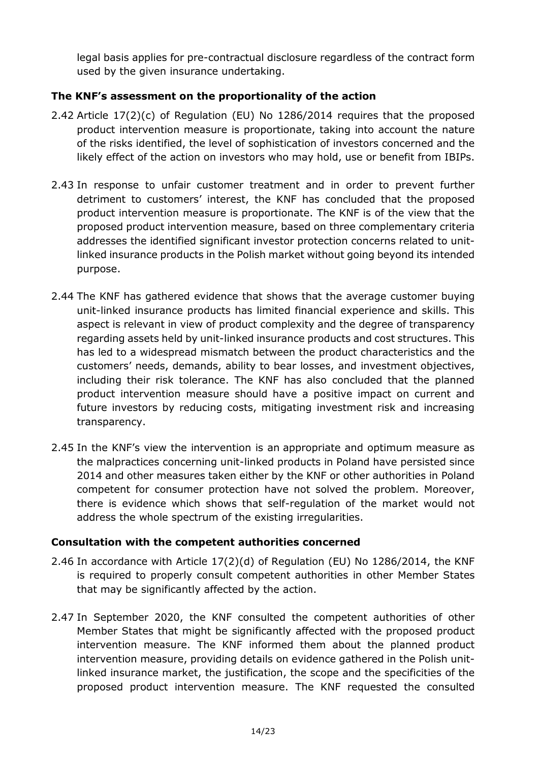legal basis applies for pre-contractual disclosure regardless of the contract form used by the given insurance undertaking.

### The KNF's assessment on the proportionality of the action

2.42 Article 17(2)(c) of Regulation (EU) No 1286/2014 requires that the proposed product intervention measure is proportionate, taking into account the nature of the risks identified, the level of sophistication of investors concerned and the likely effect of the action on investors who may hold, use or benefit from IBIPs.

2.43 In response to unfair customer treatment and in order to prevent further detriment to customers' interest, the KNF has concluded that the proposed product intervention measure is proportionate. The KNF is of the view that the proposed product intervention measure, based on three complementary criteria addresses the identified significant investor protection concerns related to unit-linked insurance products in the Polish market without going beyond its intended purpose.

2.44 The KNF has gathered evidence that shows that the average customer buying unit-linked insurance products has limited financial experience and skills. This aspect is relevant in view of product complexity and the degree of transparency regarding assets held by unit-linked insurance products and cost structures. This has led to a widespread mismatch between the product characteristics and the customers' needs, demands, ability to bear losses, and investment objectives, including their risk tolerance. The KNF has also concluded that the planned product intervention measure should have a positive impact on current and future investors by reducing costs, mitigating investment risk and increasing transparency.

2.45 In the KNF's view the intervention is an appropriate and optimum measure as the malpractices concerning unit-linked products in Poland have persisted since 2014 and other measures taken either by the KNF or other authorities in Poland competent for consumer protection have not solved the problem. Moreover, there is evidence which shows that self-regulation of the market would not address the whole spectrum of the existing irregularities.

### Consultation with the competent authorities concerned

2.46 In accordance with Article 17(2)(d) of Regulation (EU) No 1286/2014, the KNF is required to properly consult competent authorities in other Member States that may be significantly affected by the action.

2.47 In September 2020, the KNF consulted the competent authorities of other Member States that might be significantly affected with the proposed product intervention measure. The KNF informed them about the planned product intervention measure, providing details on evidence gathered in the Polish unit-linked insurance market, the justification, the scope and the specificities of the proposed product intervention measure. The KNF requested the consulted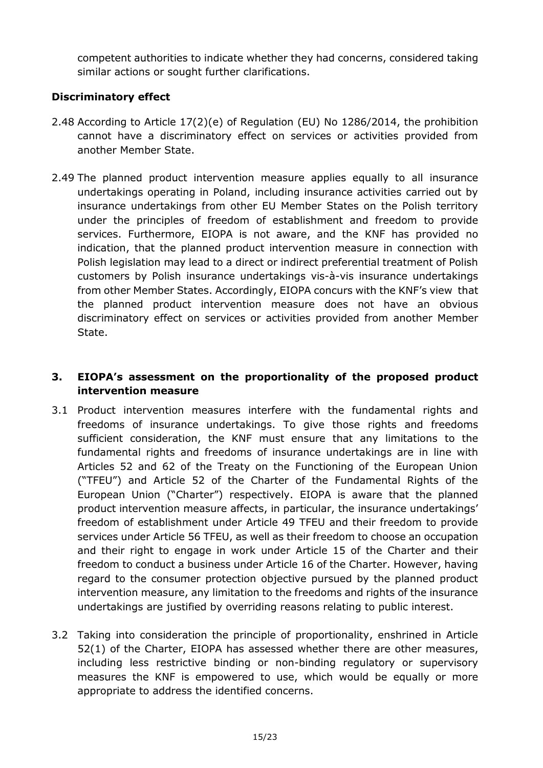competent authorities to indicate whether they had concerns, considered taking similar actions or sought further clarifications.

**Discriminatory effect**

2.48 According to Article 17(2)(e) of Regulation (EU) No 1286/2014, the prohibition cannot have a discriminatory effect on services or activities provided from another Member State.

2.49 The planned product intervention measure applies equally to all insurance undertakings operating in Poland, including insurance activities carried out by insurance undertakings from other EU Member States on the Polish territory under the principles of freedom of establishment and freedom to provide services. Furthermore, EIOPA is not aware, and the KNF has provided no indication, that the planned product intervention measure in connection with Polish legislation may lead to a direct or indirect preferential treatment of Polish customers by Polish insurance undertakings vis-à-vis insurance undertakings from other Member States. Accordingly, EIOPA concurs with the KNF's view that the planned product intervention measure does not have an obvious discriminatory effect on services or activities provided from another Member State.

## 3. EIOPA's assessment on the proportionality of the proposed product intervention measure

3.1 Product intervention measures interfere with the fundamental rights and freedoms of insurance undertakings. To give those rights and freedoms sufficient consideration, the KNF must ensure that any limitations to the fundamental rights and freedoms of insurance undertakings are in line with Articles 52 and 62 of the Treaty on the Functioning of the European Union ("TFEU") and Article 52 of the Charter of the Fundamental Rights of the European Union ("Charter") respectively. EIOPA is aware that the planned product intervention measure affects, in particular, the insurance undertakings' freedom of establishment under Article 49 TFEU and their freedom to provide services under Article 56 TFEU, as well as their freedom to choose an occupation and their right to engage in work under Article 15 of the Charter and their freedom to conduct a business under Article 16 of the Charter. However, having regard to the consumer protection objective pursued by the planned product intervention measure, any limitation to the freedoms and rights of the insurance undertakings are justified by overriding reasons relating to public interest.

3.2 Taking into consideration the principle of proportionality, enshrined in Article 52(1) of the Charter, EIOPA has assessed whether there are other measures, including less restrictive binding or non-binding regulatory or supervisory measures the KNF is empowered to use, which would be equally or more appropriate to address the identified concerns.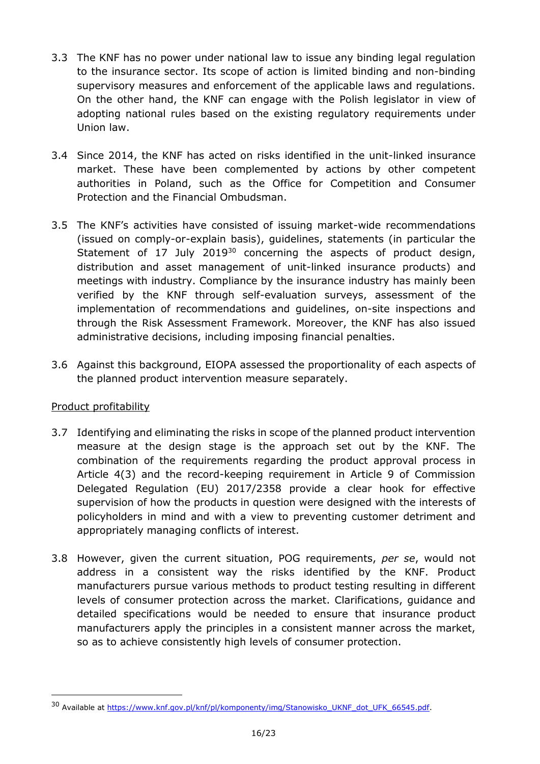3.3 The KNF has no power under national law to issue any binding legal regulation to the insurance sector. Its scope of action is limited binding and non-binding supervisory measures and enforcement of the applicable laws and regulations. On the other hand, the KNF can engage with the Polish legislator in view of adopting national rules based on the existing regulatory requirements under Union law.

3.4 Since 2014, the KNF has acted on risks identified in the unit-linked insurance market. These have been complemented by actions by other competent authorities in Poland, such as the Office for Competition and Consumer Protection and the Financial Ombudsman.

3.5 The KNF's activities have consisted of issuing market-wide recommendations (issued on comply-or-explain basis), guidelines, statements (in particular the Statement of 17 July 2019[30] concerning the aspects of product design, distribution and asset management of unit-linked insurance products) and meetings with industry. Compliance by the insurance industry has mainly been verified by the KNF through self-evaluation surveys, assessment of the implementation of recommendations and guidelines, on-site inspections and through the Risk Assessment Framework. Moreover, the KNF has also issued administrative decisions, including imposing financial penalties.

3.6 Against this background, EIOPA assessed the proportionality of each aspects of the planned product intervention measure separately.

<u>Product profitability</u>

3.7 Identifying and eliminating the risks in scope of the planned product intervention measure at the design stage is the approach set out by the KNF. The combination of the requirements regarding the product approval process in Article 4(3) and the record-keeping requirement in Article 9 of Commission Delegated Regulation (EU) 2017/2358 provide a clear hook for effective supervision of how the products in question were designed with the interests of policyholders in mind and with a view to preventing customer detriment and appropriately managing conflicts of interest.

3.8 However, given the current situation, POG requirements, *per se*, would not address in a consistent way the risks identified by the KNF. Product manufacturers pursue various methods to product testing resulting in different levels of consumer protection across the market. Clarifications, guidance and detailed specifications would be needed to ensure that insurance product manufacturers apply the principles in a consistent manner across the market, so as to achieve consistently high levels of consumer protection.

---

[30] Available at https://www.knf.gov.pl/knf/pl/komponenty/img/Stanowisko_UKNF_dot_UFK_66545.pdf.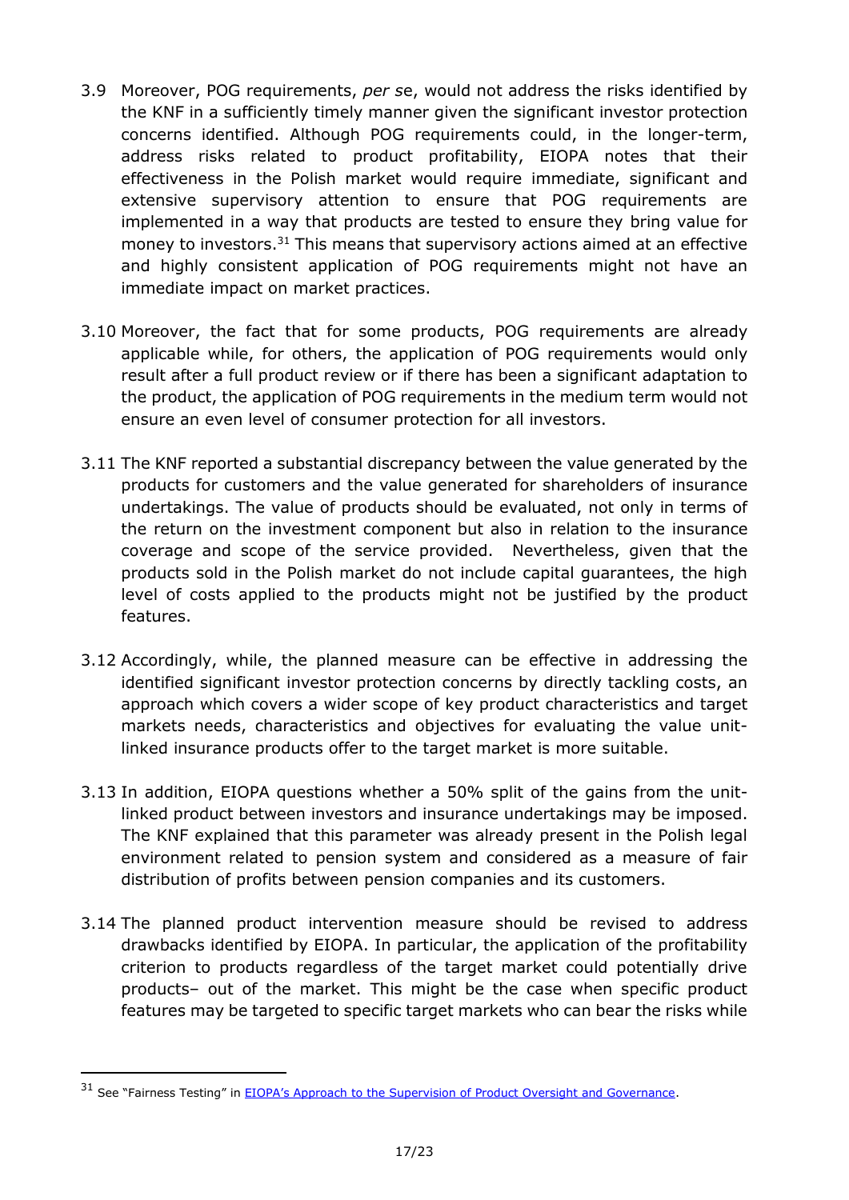3.9 Moreover, POG requirements, *per se*, would not address the risks identified by the KNF in a sufficiently timely manner given the significant investor protection concerns identified. Although POG requirements could, in the longer-term, address risks related to product profitability, EIOPA notes that their effectiveness in the Polish market would require immediate, significant and extensive supervisory attention to ensure that POG requirements are implemented in a way that products are tested to ensure they bring value for money to investors.[31] This means that supervisory actions aimed at an effective and highly consistent application of POG requirements might not have an immediate impact on market practices.

3.10 Moreover, the fact that for some products, POG requirements are already applicable while, for others, the application of POG requirements would only result after a full product review or if there has been a significant adaptation to the product, the application of POG requirements in the medium term would not ensure an even level of consumer protection for all investors.

3.11 The KNF reported a substantial discrepancy between the value generated by the products for customers and the value generated for shareholders of insurance undertakings. The value of products should be evaluated, not only in terms of the return on the investment component but also in relation to the insurance coverage and scope of the service provided. Nevertheless, given that the products sold in the Polish market do not include capital guarantees, the high level of costs applied to the products might not be justified by the product features.

3.12 Accordingly, while, the planned measure can be effective in addressing the identified significant investor protection concerns by directly tackling costs, an approach which covers a wider scope of key product characteristics and target markets needs, characteristics and objectives for evaluating the value unit-linked insurance products offer to the target market is more suitable.

3.13 In addition, EIOPA questions whether a 50% split of the gains from the unit-linked product between investors and insurance undertakings may be imposed. The KNF explained that this parameter was already present in the Polish legal environment related to pension system and considered as a measure of fair distribution of profits between pension companies and its customers.

3.14 The planned product intervention measure should be revised to address drawbacks identified by EIOPA. In particular, the application of the profitability criterion to products regardless of the target market could potentially drive products– out of the market. This might be the case when specific product features may be targeted to specific target markets who can bear the risks while

---

[31] See "Fairness Testing" in [EIOPA's Approach to the Supervision of Product Oversight and Governance](EIOPA's Approach to the Supervision of Product Oversight and Governance).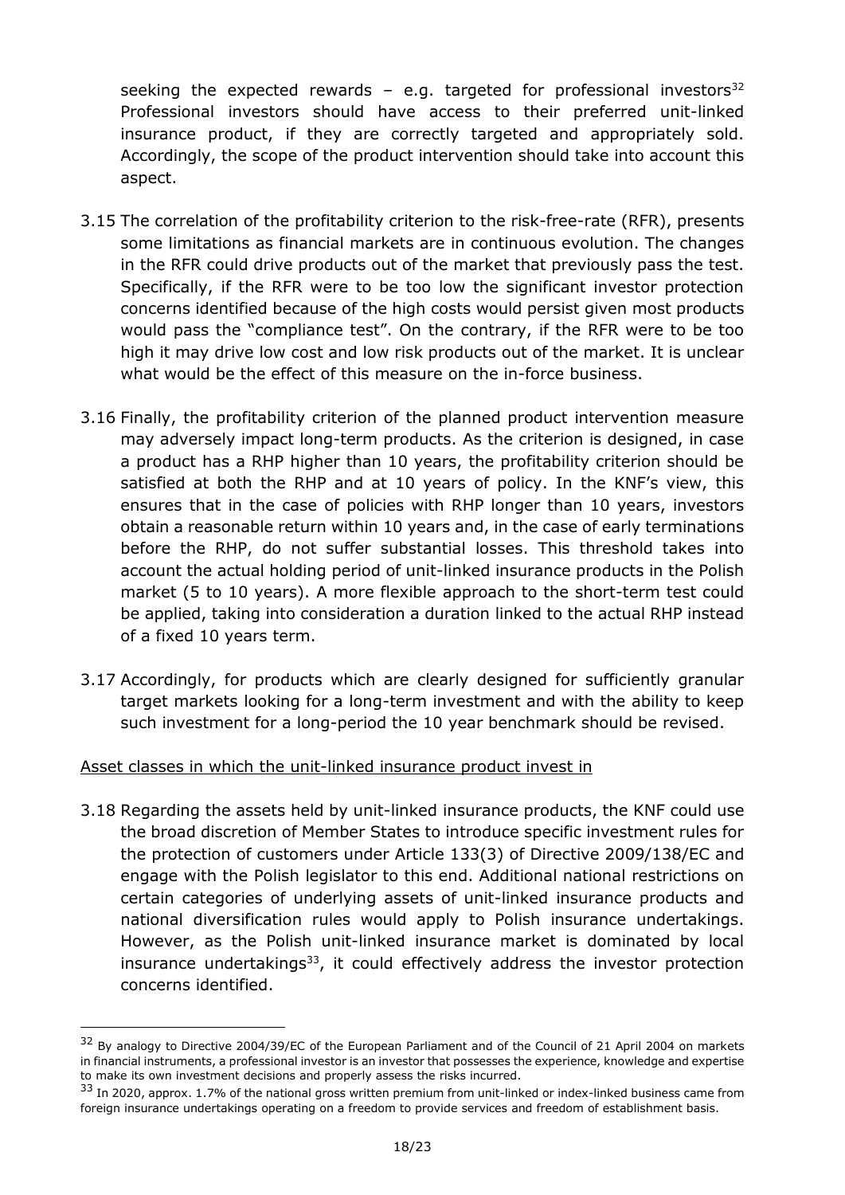seeking the expected rewards – e.g. targeted for professional investors[32] Professional investors should have access to their preferred unit-linked insurance product, if they are correctly targeted and appropriately sold. Accordingly, the scope of the product intervention should take into account this aspect.

3.15 The correlation of the profitability criterion to the risk-free-rate (RFR), presents some limitations as financial markets are in continuous evolution. The changes in the RFR could drive products out of the market that previously pass the test. Specifically, if the RFR were to be too low the significant investor protection concerns identified because of the high costs would persist given most products would pass the "compliance test". On the contrary, if the RFR were to be too high it may drive low cost and low risk products out of the market. It is unclear what would be the effect of this measure on the in-force business.

3.16 Finally, the profitability criterion of the planned product intervention measure may adversely impact long-term products. As the criterion is designed, in case a product has a RHP higher than 10 years, the profitability criterion should be satisfied at both the RHP and at 10 years of policy. In the KNF's view, this ensures that in the case of policies with RHP longer than 10 years, investors obtain a reasonable return within 10 years and, in the case of early terminations before the RHP, do not suffer substantial losses. This threshold takes into account the actual holding period of unit-linked insurance products in the Polish market (5 to 10 years). A more flexible approach to the short-term test could be applied, taking into consideration a duration linked to the actual RHP instead of a fixed 10 years term.

3.17 Accordingly, for products which are clearly designed for sufficiently granular target markets looking for a long-term investment and with the ability to keep such investment for a long-period the 10 year benchmark should be revised.

Asset classes in which the unit-linked insurance product invest in

3.18 Regarding the assets held by unit-linked insurance products, the KNF could use the broad discretion of Member States to introduce specific investment rules for the protection of customers under Article 133(3) of Directive 2009/138/EC and engage with the Polish legislator to this end. Additional national restrictions on certain categories of underlying assets of unit-linked insurance products and national diversification rules would apply to Polish insurance undertakings. However, as the Polish unit-linked insurance market is dominated by local insurance undertakings[33], it could effectively address the investor protection concerns identified.

---

[32] By analogy to Directive 2004/39/EC of the European Parliament and of the Council of 21 April 2004 on markets in financial instruments, a professional investor is an investor that possesses the experience, knowledge and expertise to make its own investment decisions and properly assess the risks incurred.

[33] In 2020, approx. 1.7% of the national gross written premium from unit-linked or index-linked business came from foreign insurance undertakings operating on a freedom to provide services and freedom of establishment basis.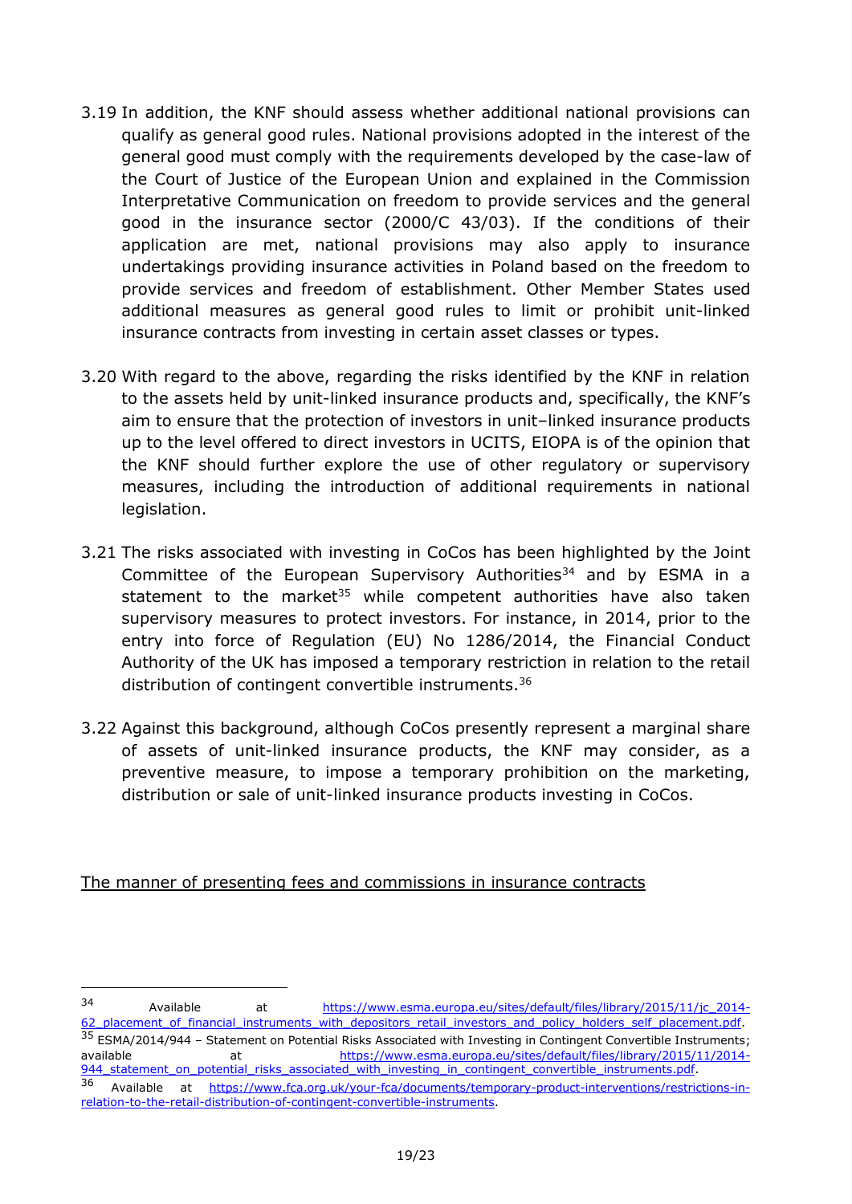3.19 In addition, the KNF should assess whether additional national provisions can qualify as general good rules. National provisions adopted in the interest of the general good must comply with the requirements developed by the case-law of the Court of Justice of the European Union and explained in the Commission Interpretative Communication on freedom to provide services and the general good in the insurance sector (2000/C 43/03). If the conditions of their application are met, national provisions may also apply to insurance undertakings providing insurance activities in Poland based on the freedom to provide services and freedom of establishment. Other Member States used additional measures as general good rules to limit or prohibit unit-linked insurance contracts from investing in certain asset classes or types.

3.20 With regard to the above, regarding the risks identified by the KNF in relation to the assets held by unit-linked insurance products and, specifically, the KNF's aim to ensure that the protection of investors in unit–linked insurance products up to the level offered to direct investors in UCITS, EIOPA is of the opinion that the KNF should further explore the use of other regulatory or supervisory measures, including the introduction of additional requirements in national legislation.

3.21 The risks associated with investing in CoCos has been highlighted by the Joint Committee of the European Supervisory Authorities[34] and by ESMA in a statement to the market[35] while competent authorities have also taken supervisory measures to protect investors. For instance, in 2014, prior to the entry into force of Regulation (EU) No 1286/2014, the Financial Conduct Authority of the UK has imposed a temporary restriction in relation to the retail distribution of contingent convertible instruments.[36]

3.22 Against this background, although CoCos presently represent a marginal share of assets of unit-linked insurance products, the KNF may consider, as a preventive measure, to impose a temporary prohibition on the marketing, distribution or sale of unit-linked insurance products investing in CoCos.

<u>The manner of presenting fees and commissions in insurance contracts</u>

---

[34] Available at https://www.esma.europa.eu/sites/default/files/library/2015/11/jc_2014-62_placement_of_financial_instruments_with_depositors_retail_investors_and_policy_holders_self_placement.pdf.

[35] ESMA/2014/944 – Statement on Potential Risks Associated with Investing in Contingent Convertible Instruments; available at https://www.esma.europa.eu/sites/default/files/library/2015/11/2014-944_statement_on_potential_risks_associated_with_investing_in_contingent_convertible_instruments.pdf.

[36] Available at https://www.fca.org.uk/your-fca/documents/temporary-product-interventions/restrictions-in-relation-to-the-retail-distribution-of-contingent-convertible-instruments.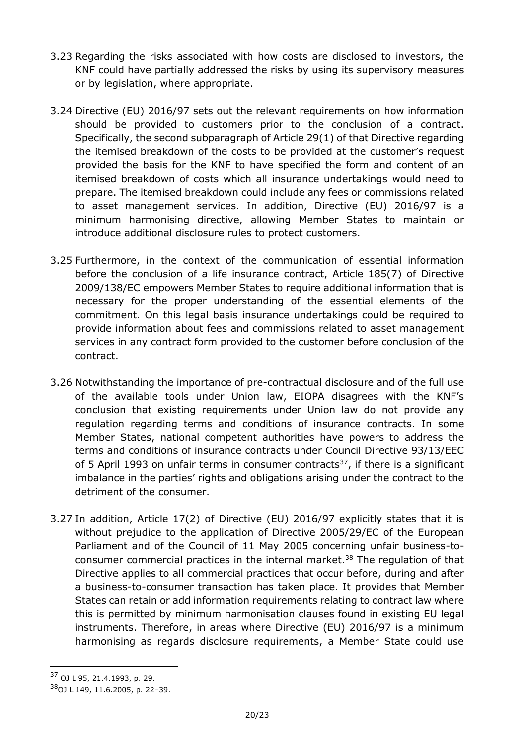3.23 Regarding the risks associated with how costs are disclosed to investors, the KNF could have partially addressed the risks by using its supervisory measures or by legislation, where appropriate.

3.24 Directive (EU) 2016/97 sets out the relevant requirements on how information should be provided to customers prior to the conclusion of a contract. Specifically, the second subparagraph of Article 29(1) of that Directive regarding the itemised breakdown of the costs to be provided at the customer's request provided the basis for the KNF to have specified the form and content of an itemised breakdown of costs which all insurance undertakings would need to prepare. The itemised breakdown could include any fees or commissions related to asset management services. In addition, Directive (EU) 2016/97 is a minimum harmonising directive, allowing Member States to maintain or introduce additional disclosure rules to protect customers.

3.25 Furthermore, in the context of the communication of essential information before the conclusion of a life insurance contract, Article 185(7) of Directive 2009/138/EC empowers Member States to require additional information that is necessary for the proper understanding of the essential elements of the commitment. On this legal basis insurance undertakings could be required to provide information about fees and commissions related to asset management services in any contract form provided to the customer before conclusion of the contract.

3.26 Notwithstanding the importance of pre-contractual disclosure and of the full use of the available tools under Union law, EIOPA disagrees with the KNF's conclusion that existing requirements under Union law do not provide any regulation regarding terms and conditions of insurance contracts. In some Member States, national competent authorities have powers to address the terms and conditions of insurance contracts under Council Directive 93/13/EEC of 5 April 1993 on unfair terms in consumer contracts[37], if there is a significant imbalance in the parties' rights and obligations arising under the contract to the detriment of the consumer.

3.27 In addition, Article 17(2) of Directive (EU) 2016/97 explicitly states that it is without prejudice to the application of Directive 2005/29/EC of the European Parliament and of the Council of 11 May 2005 concerning unfair business-to-consumer commercial practices in the internal market.[38] The regulation of that Directive applies to all commercial practices that occur before, during and after a business-to-consumer transaction has taken place. It provides that Member States can retain or add information requirements relating to contract law where this is permitted by minimum harmonisation clauses found in existing EU legal instruments. Therefore, in areas where Directive (EU) 2016/97 is a minimum harmonising as regards disclosure requirements, a Member State could use

[37] OJ L 95, 21.4.1993, p. 29.

[38] OJ L 149, 11.6.2005, p. 22–39.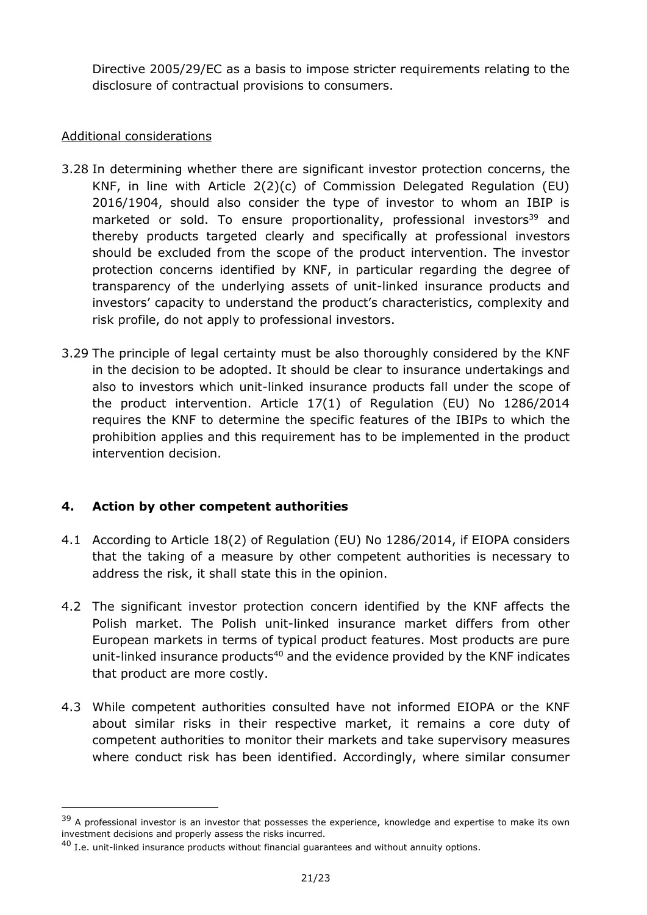Directive 2005/29/EC as a basis to impose stricter requirements relating to the disclosure of contractual provisions to consumers.

Additional considerations

3.28 In determining whether there are significant investor protection concerns, the KNF, in line with Article 2(2)(c) of Commission Delegated Regulation (EU) 2016/1904, should also consider the type of investor to whom an IBIP is marketed or sold. To ensure proportionality, professional investors[39] and thereby products targeted clearly and specifically at professional investors should be excluded from the scope of the product intervention. The investor protection concerns identified by KNF, in particular regarding the degree of transparency of the underlying assets of unit-linked insurance products and investors' capacity to understand the product's characteristics, complexity and risk profile, do not apply to professional investors.

3.29 The principle of legal certainty must be also thoroughly considered by the KNF in the decision to be adopted. It should be clear to insurance undertakings and also to investors which unit-linked insurance products fall under the scope of the product intervention. Article 17(1) of Regulation (EU) No 1286/2014 requires the KNF to determine the specific features of the IBIPs to which the prohibition applies and this requirement has to be implemented in the product intervention decision.

## 4. Action by other competent authorities

4.1 According to Article 18(2) of Regulation (EU) No 1286/2014, if EIOPA considers that the taking of a measure by other competent authorities is necessary to address the risk, it shall state this in the opinion.

4.2 The significant investor protection concern identified by the KNF affects the Polish market. The Polish unit-linked insurance market differs from other European markets in terms of typical product features. Most products are pure unit-linked insurance products[40] and the evidence provided by the KNF indicates that product are more costly.

4.3 While competent authorities consulted have not informed EIOPA or the KNF about similar risks in their respective market, it remains a core duty of competent authorities to monitor their markets and take supervisory measures where conduct risk has been identified. Accordingly, where similar consumer

---

[39] A professional investor is an investor that possesses the experience, knowledge and expertise to make its own investment decisions and properly assess the risks incurred.

[40] I.e. unit-linked insurance products without financial guarantees and without annuity options.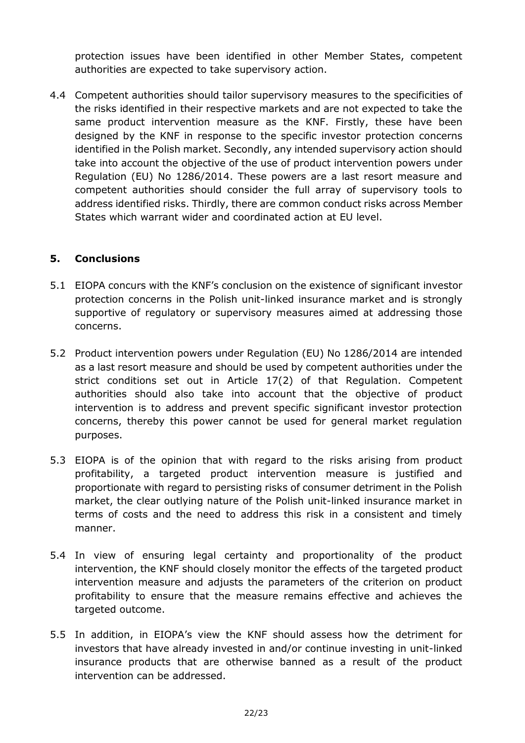protection issues have been identified in other Member States, competent authorities are expected to take supervisory action.

4.4 Competent authorities should tailor supervisory measures to the specificities of the risks identified in their respective markets and are not expected to take the same product intervention measure as the KNF. Firstly, these have been designed by the KNF in response to the specific investor protection concerns identified in the Polish market. Secondly, any intended supervisory action should take into account the objective of the use of product intervention powers under Regulation (EU) No 1286/2014. These powers are a last resort measure and competent authorities should consider the full array of supervisory tools to address identified risks. Thirdly, there are common conduct risks across Member States which warrant wider and coordinated action at EU level.

## 5. Conclusions

5.1 EIOPA concurs with the KNF's conclusion on the existence of significant investor protection concerns in the Polish unit-linked insurance market and is strongly supportive of regulatory or supervisory measures aimed at addressing those concerns.

5.2 Product intervention powers under Regulation (EU) No 1286/2014 are intended as a last resort measure and should be used by competent authorities under the strict conditions set out in Article 17(2) of that Regulation. Competent authorities should also take into account that the objective of product intervention is to address and prevent specific significant investor protection concerns, thereby this power cannot be used for general market regulation purposes.

5.3 EIOPA is of the opinion that with regard to the risks arising from product profitability, a targeted product intervention measure is justified and proportionate with regard to persisting risks of consumer detriment in the Polish market, the clear outlying nature of the Polish unit-linked insurance market in terms of costs and the need to address this risk in a consistent and timely manner.

5.4 In view of ensuring legal certainty and proportionality of the product intervention, the KNF should closely monitor the effects of the targeted product intervention measure and adjusts the parameters of the criterion on product profitability to ensure that the measure remains effective and achieves the targeted outcome.

5.5 In addition, in EIOPA's view the KNF should assess how the detriment for investors that have already invested in and/or continue investing in unit-linked insurance products that are otherwise banned as a result of the product intervention can be addressed.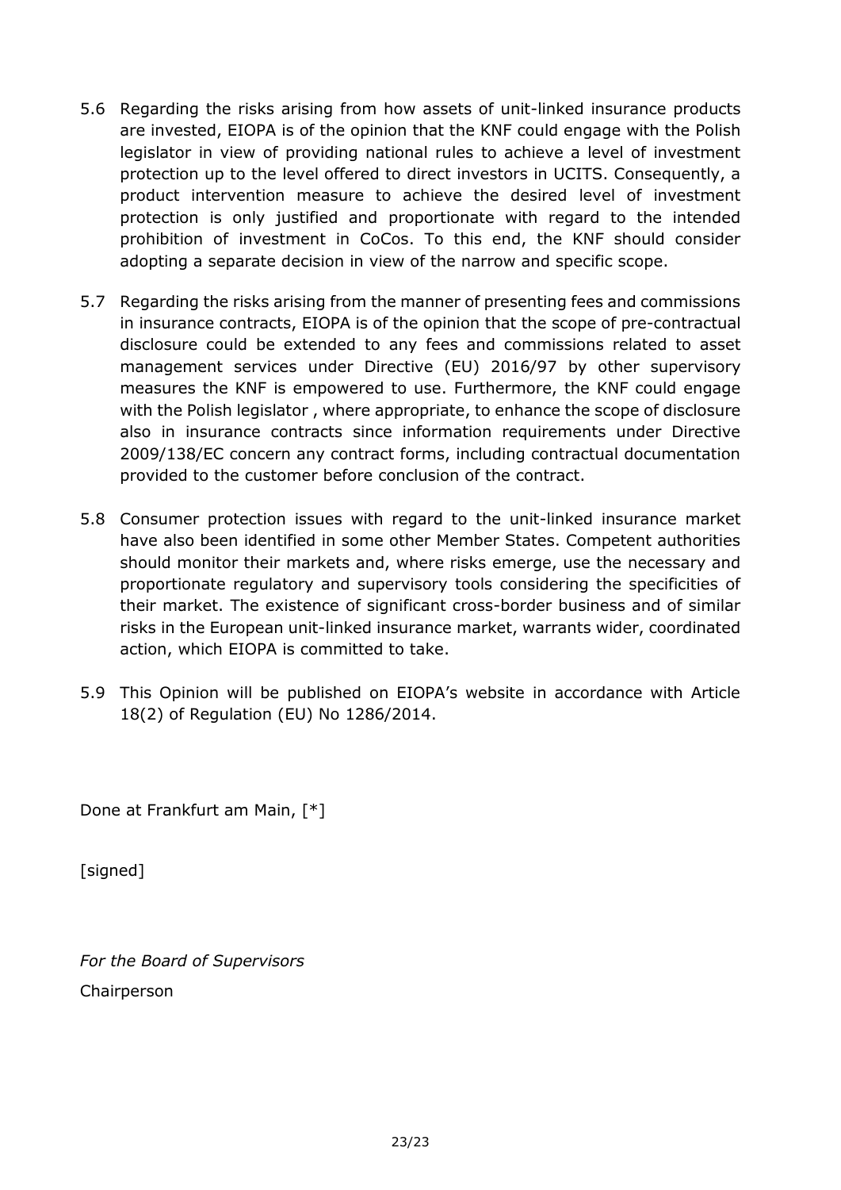5.6 Regarding the risks arising from how assets of unit-linked insurance products are invested, EIOPA is of the opinion that the KNF could engage with the Polish legislator in view of providing national rules to achieve a level of investment protection up to the level offered to direct investors in UCITS. Consequently, a product intervention measure to achieve the desired level of investment protection is only justified and proportionate with regard to the intended prohibition of investment in CoCos. To this end, the KNF should consider adopting a separate decision in view of the narrow and specific scope.

5.7 Regarding the risks arising from the manner of presenting fees and commissions in insurance contracts, EIOPA is of the opinion that the scope of pre-contractual disclosure could be extended to any fees and commissions related to asset management services under Directive (EU) 2016/97 by other supervisory measures the KNF is empowered to use. Furthermore, the KNF could engage with the Polish legislator , where appropriate, to enhance the scope of disclosure also in insurance contracts since information requirements under Directive 2009/138/EC concern any contract forms, including contractual documentation provided to the customer before conclusion of the contract.

5.8 Consumer protection issues with regard to the unit-linked insurance market have also been identified in some other Member States. Competent authorities should monitor their markets and, where risks emerge, use the necessary and proportionate regulatory and supervisory tools considering the specificities of their market. The existence of significant cross-border business and of similar risks in the European unit-linked insurance market, warrants wider, coordinated action, which EIOPA is committed to take.

5.9 This Opinion will be published on EIOPA's website in accordance with Article 18(2) of Regulation (EU) No 1286/2014.

Done at Frankfurt am Main, [*]

[signed]

*For the Board of Supervisors*

Chairperson